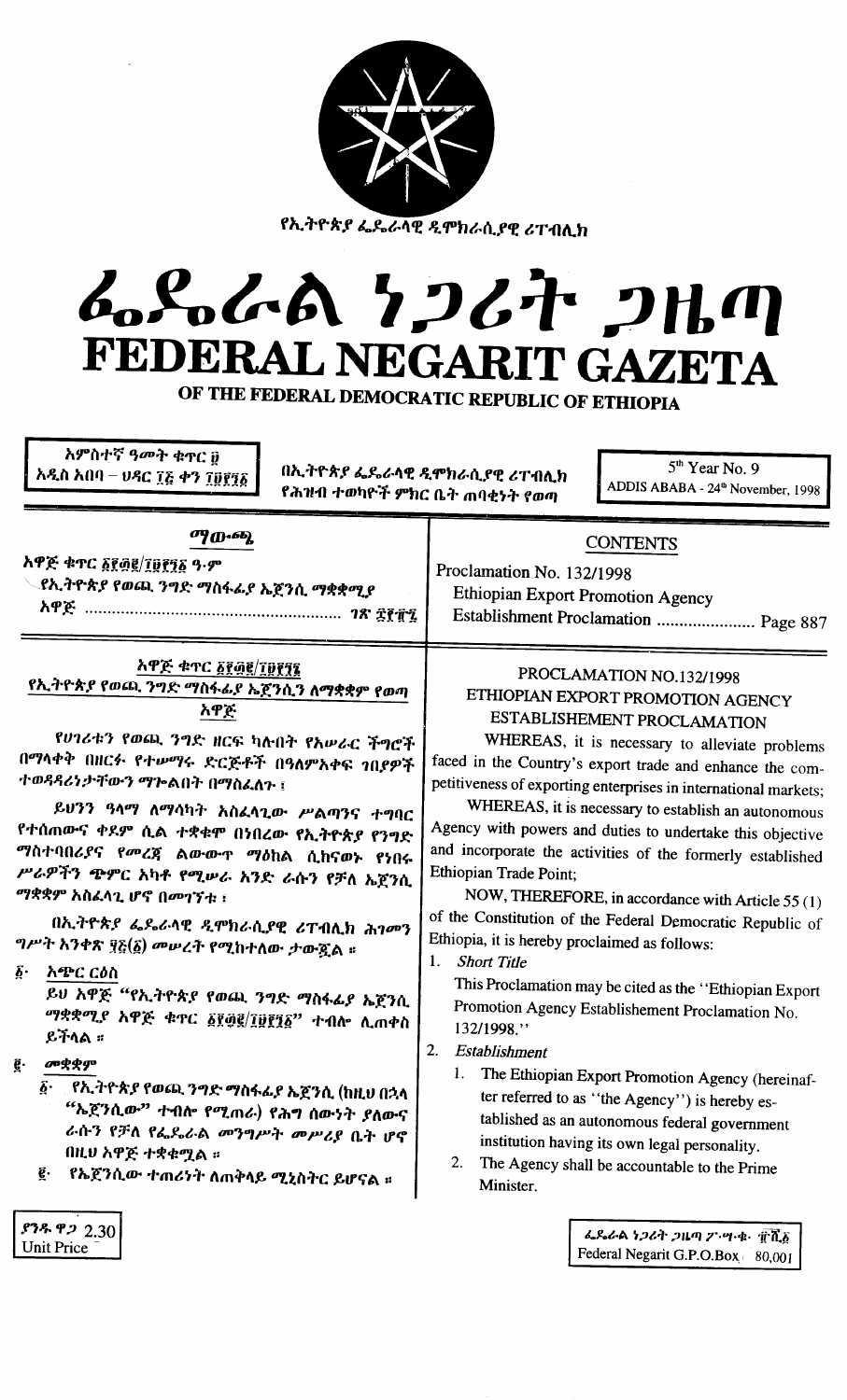የኢትዮጵያ ፌዴራላዊ ዲሞክራሲያዊ ሪፐብሊክ

# ፌዴራል ነጋሪት ጋዜጣ
# FEDERAL NEGARIT GAZETA
## OF THE FEDERAL DEMOCRATIC REPUBLIC OF ETHIOPIA

አምስተኛ ዓመት ቁጥር ፱
አዲስ አበባ – ህዳር ፲፭ ቀን ፲፱፻፺፩

በኢትዮጵያ ፌዴራላዊ ዲሞክራሲያዊ ሪፐብሊክ የሕዝብ ተወካዮች ምክር ቤት ጠባቂነት የወጣ

5th Year No. 9
ADDIS ABABA - 24th November, 1998

| ማውጫ | CONTENTS |
|---|---|
| አዋጅ ቁጥር ፩፻፴፪/፲፱፻፺፩ ዓ.ም የኢትዮጵያ የወጪ ንግድ ማስፋፊያ ኤጀንሲ ማቋቋሚያ አዋጅ ........ ገጽ ፰፻፹፯ | Proclamation No. 132/1998 Ethiopian Export Promotion Agency Establishment Proclamation ........ Page 887 |

### አዋጅ ቁጥር ፩፻፴፪/፲፱፻፺፩
### የኢትዮጵያ የወጪ ንግድ ማስፋፊያ ኤጀንሲን ለማቋቋም የወጣ አዋጅ

የሀገሪቱን የወጪ ንግድ ዘርፍ ካሉበት የአሠራር ችግሮች በማላቀቅ በዘርፉ የተሠማሩ ድርጅቶች በዓለምአቀፍ ገበያዎች ተወዳዳሪነታቸውን ማጐልበት በማስፈለጉ ፤

ይህንን ዓላማ ለማሳካት አስፈላጊው ሥልጣንና ተግባር የተሰጠውና ቀደም ሲል ተቋቁሞ በነበረው የኢትዮጵያ የንግድ ማስተባበሪያና የመረጃ ልውውጥ ማዕከል ሲከናወኑ የነበሩ ሥራዎችን ጭምር አካቶ የሚሠራ አንድ ራሱን የቻለ ኤጀንሲ ማቋቋም አስፈላጊ ሆኖ በመገኘቱ ፤

በኢትዮጵያ ፌዴራላዊ ዲሞክራሲያዊ ሪፐብሊክ ሕገመንግሥት አንቀጽ ፶፭(፩) መሠረት የሚከተለው ታውጇል ።

፩· አጭር ርዕስ

ይህ አዋጅ "የኢትዮጵያ የወጪ ንግድ ማስፋፊያ ኤጀንሲ ማቋቋሚያ አዋጅ ቁጥር ፩፻፴፪/፲፱፻፺፩" ተብሎ ሊጠቀስ ይችላል ።

፪· መቋቋም

፩· የኢትዮጵያ የወጪ ንግድ ማስፋፊያ ኤጀንሲ (ከዚህ በኋላ "ኤጀንሲው" ተብሎ የሚጠራ) የሕግ ሰውነት ያለውና ራሱን የቻለ የፌዴራል መንግሥት መሥሪያ ቤት ሆኖ በዚህ አዋጅ ተቋቁሟል ።

፪· የኤጀንሲው ተጠሪነት ለጠቅላይ ሚኒስትር ይሆናል ።

### PROCLAMATION NO.132/1998
### ETHIOPIAN EXPORT PROMOTION AGENCY ESTABLISHEMENT PROCLAMATION

WHEREAS, it is necessary to alleviate problems faced in the Country's export trade and enhance the competitiveness of exporting enterprises in international markets;

WHEREAS, it is necessary to establish an autonomous Agency with powers and duties to undertake this objective and incorporate the activities of the formerly established Ethiopian Trade Point;

NOW, THEREFORE, in accordance with Article 55 (1) of the Constitution of the Federal Democratic Republic of Ethiopia, it is hereby proclaimed as follows:

1. *Short Title*

This Proclamation may be cited as the "Ethiopian Export Promotion Agency Establishement Proclamation No. 132/1998."

2. *Establishment*

1. The Ethiopian Export Promotion Agency (hereinafter referred to as "the Agency") is hereby established as an autonomous federal government institution having its own legal personality.
2. The Agency shall be accountable to the Prime Minister.

ያንዱ ዋጋ 2.30
Unit Price

ፌዴራል ነጋሪት ጋዜጣ ፖ.ሣ.ቁ. ፹ሺ፩
Federal Negarit G.P.O.Box 80,001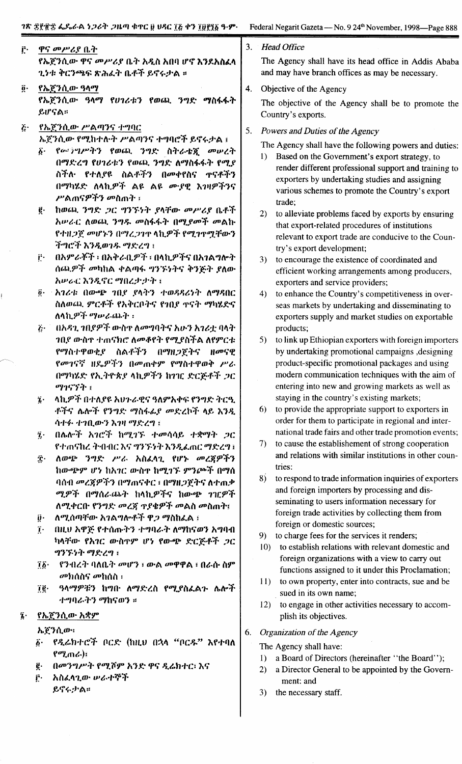፫· ዋና መሥሪያ ቤት

የኤጀንሲው ዋና መሥሪያ ቤት አዲስ አበባ ሆኖ እንደአስፈላጊነቱ ቅርንጫፍ ጽሕፈት ቤቶች ይኖሩታል ።

፬· የኤጀንሲው ዓላማ

የኤጀንሲው ዓላማ የሀገሪቱን የወጪ ንግድ ማስፋፋት ይሆናል።

፭· የኤጀንሲው ሥልጣንና ተግባር

ኤጀንሲው የሚከተሉት ሥልጣንና ተግባሮች ይኖሩታል ፤

፩· የመንግሥትን የወጪ ንግድ ስትራቴጂ መሠረት በማድረግ የሀገሪቱን የወጪ ንግድ ለማስፋፋት የሚያስችሉ የተለያዩ ስልቶችን በመቀየስና ጥናቶችን በማካሄድ ለላኪዎች ልዩ ልዩ ሙያዊ እገዛዎችንና ሥልጠናዎችን መስጠት ፤

፪· ከወጪ ንግድ ጋር ግንኙነት ያላቸው መሥሪያ ቤቶች አሠራር ለወጪ ንግዱ መስፋፋት በሚያመች መልኩ የተዘጋጀ መሆኑን በማረጋገጥ ላኪዎች የሚገጥሟቸውን ችግሮች እንዲወገዱ ማድረግ ፤

፫· በአምራቾች ፣ በአቅራቢዎች ፣ በላኪዎችና በአገልግሎት ሰጪዎች መካከል ቀልጣፋ ግንኙነትና ቅንጅት ያለው አሠራር እንዲኖር ማበረታታት ፤

፬· አገሪቱ በውጭ ገበያ ያላትን ተወዳዳሪነት ለማዳበር ስለወጪ ምርቶች የአቅርቦትና የገበያ ጥናት ማካሄድና ለላኪዎች ማሠራጨት ፤

፭· በአዳዲስ ገበያዎች ውስጥ ለመግባትና አሁን አገሪቷ ባላት ገበያ ውስጥ ተጠናክሮ ለመቆየት የሚያስችል ለየምርቱ የማስተዋወቂያ ስልቶችን በማዘጋጀትና ዘመናዊ የመገናኛ ዘዴዎችን በመጠቀም የማስተዋወቅ ሥራ በማካሄድ የኢትዮጵያ ላኪዎችን ከገዢ ድርጅቶች ጋር ማገናኘት ፤

፮· ላኪዎች በተለያዩ አህጉራዊና ዓለምአቀፍ የንግድ ትርዒቶችና ሌሎች የንግድ ማስፋፊያ መድረኮች ላይ እንዲሳተፉ ተገቢውን እገዛ ማድረግ ፤

፯· በሌሎች አገሮች ከሚገኙ ተመሳሳይ ተቋማት ጋር የተጠናከረ ትብብር እና ግንኙነት እንዲፈጠር ማድረግ ፤

፰· ለውጭ ንግድ ሥራ አስፈላጊ የሆኑ መረጃዎችን ከውጭም ሆነ ከአገር ውስጥ ከሚገኙ ምንጮች በማሰባሰብ መረጃዎችን በማጠናቀር ፣ በማዘጋጀትና ለተጠቃሚዎች በማሰራጨት ከላኪዎችና ከውጭ ገዢዎች ለሚቀርቡ የንግድ መረጃ ጥያቄዎች መልስ መስጠት፤

፱· ለሚሰጣቸው አገልግሎቶች ዋጋ ማስከፈል ፤

፲· በዚህ አዋጅ የተሰጡትን ተግባራት ለማከናወን አግባብ ካላቸው የአገር ውስጥም ሆነ የውጭ ድርጅቶች ጋር ግንኙነት ማድረግ ፤

፲፩· የንብረት ባለቤት መሆን ፣ ውል መዋዋል ፣ በራሱ ስም መክሰስና መከሰስ ፤

፲፪· ዓላማዎቹን ከግቡ ለማድረስ የሚያስፈልጉ ሌሎች ተግባራትን ማከናወን ።

፮· የኤጀንሲው አቋም

ኤጀንሲው፥

፩· የዲሬክተሮች ቦርድ (ከዚህ በኋላ "ቦርዱ" እየተባለ የሚጠራ)፥

፪· በመንግሥት የሚሾም አንድ ዋና ዲሬክተር፥ እና

፫· አስፈላጊው ሠራተኞች

ይኖሩታል።

3. *Head Office*

The Agency shall have its head office in Addis Ababa and may have branch offices as may be necessary.

4. Objective of the Agency

The objective of the Agency shall be to promote the Country's exports.

5. *Powers and Duties of the Agency*

The Agency shall have the following powers and duties:

1) Based on the Government's export strategy, to render different professional support and training to exporters by undertaking studies and assigning various schemes to promote the Country's export trade;
2) to alleviate problems faced by exports by ensuring that export-related procedures of institutions relevant to export trade are conducive to the Country's export development;
3) to encourage the existence of coordinated and efficient working arrangements among producers, exporters and service providers;
4) to enhance the Country's competitiveness in overseas markets by undertaking and disseminating to exporters supply and market studies on exportable products;
5) to link up Ethiopian exporters with foreign importers by undertaking promotional campaigns ,designing product-specific promotional packages and using modern communication techniques with the aim of entering into new and growing markets as well as staying in the country's existing markets;
6) to provide the appropriate support to exporters in order for them to participate in regional and international trade fairs and other trade promotion events;
7) to cause the establishement of strong cooperation and relations with similar institutions in other countries:
8) to respond to trade information inquiries of exporters and foreign importers by processing and disseminating to users information necessary for foreign trade activities by collecting them from foreign or domestic sources;
9) to charge fees for the services it renders;
10) to establish relations with relevant domestic and foreign organizations with a view to carry out functions assigned to it under this Proclamation;
11) to own property, enter into contracts, sue and be sued in its own name;
12) to engage in other activities necessary to accomplish its objectives.

6. *Organization of the Agency*

The Agency shall have:

1) a Board of Directors (hereinafter "the Board");
2) a Director General to be appointed by the Government: and
3) the necessary staff.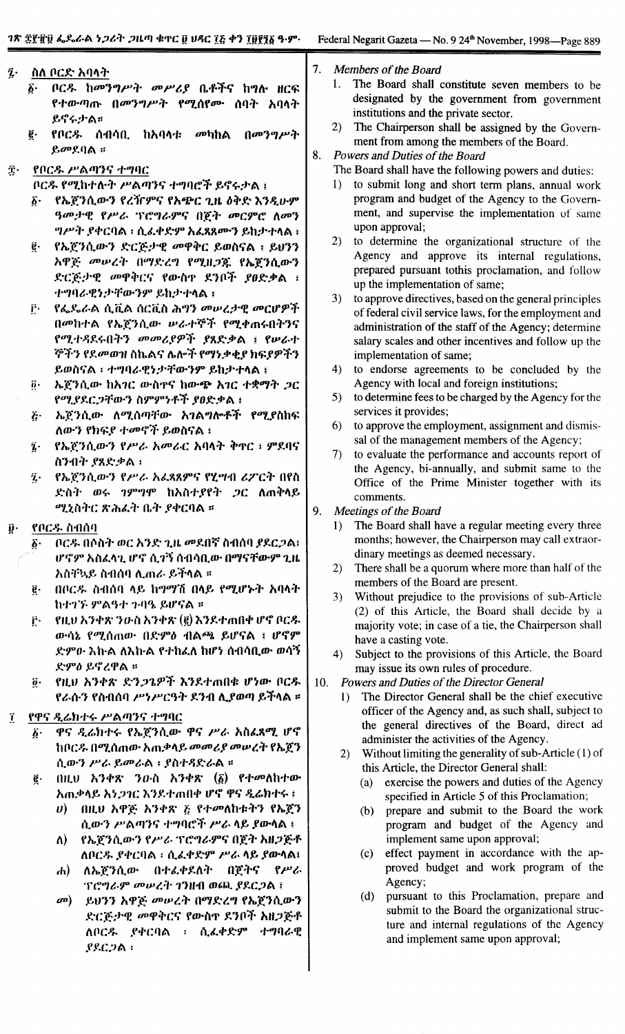፯· ስለ ቦርዱ አባላት

፩· ቦርዱ ከመንግሥት መሥሪያ ቤቶችና ከግሉ ዘርፍ የተውጣጡ በመንግሥት የሚሰየሙ ሰባት አባላት ይኖሩታል።

፪· የቦርዱ ሰብሳቢ ከአባላቱ መካከል በመንግሥት ይመደባል ።

፰· የቦርዱ ሥልጣንና ተግባር

ቦርዱ የሚከተሉት ሥልጣንና ተግባሮች ይኖሩታል ፣

፩· የኤጀንሲውን የረዥምና የአጭር ጊዜ ዕቅድ እንዲሁም ዓመታዊ የሥራ ፕሮግራምና በጀት መርምሮ ለመን ግሥት ያቀርባል ፣ ሲፈቀድም አፈጻጸሙን ይከታተላል ፣

፪· የኤጀንሲውን ድርጅታዊ መዋቅር ይወስናል ፣ ይህንን አዋጅ መሠረት በማድረግ የሚዘጋጁ የኤጀንሲውን ድርጅታዊ መዋቅርና የውስጥ ደንቦች ያፀድቃል ፣ ተግባራዊነታቸውንም ይከታተላል ፣

፫· የፌዴራል ሲቪል ሰርቪስ ሕግን መሠረታዊ መርሆዎች በመከተል የኤጀንሲው ሠራተኞች የሚቀጠሩበትንና የሚተዳደሩበትን መመሪያዎች ያጸድቃል ፣ የሠራተ ኞችን የደመወዝ ስኬልና ሌሎች የማትጊያ ክፍያዎችን ይወስናል ፣ ተግባራዊነታቸውንም ይከታተላል ፣

፬· ኤጀንሲው ከአገር ውስጥና ከውጭ አገር ተቋማት ጋር የሚያደርጋቸውን ስምምነቶች ያፀድቃል ፣

፭· ኤጀንሲው ለሚሰጣቸው አገልግሎቶች የሚያስከፍ ለውን የክፍያ ተመኖች ይወስናል ፣

፮· የኤጀንሲውን የሥራ አመራር አባላት ቅጥር ፣ ምደባና ስንብት ያጸድቃል ፣

፯· የኤጀንሲውን የሥራ አፈጻጸምና የሂሣብ ሪፖርት በየስ ድስት ወሩ ገምግሞ ከአስተያየት ጋር ለጠቅላይ ሚኒስትር ጽሕፈት ቤት ያቀርባል ።

፱· የቦርዱ ስብሰባ

፩· ቦርዱ በሶስት ወር አንድ ጊዜ መደበኛ ስብሰባ ያደርጋል፣ ሆኖም አስፈላጊ ሆኖ ሲገኝ ሰብሳቢው በማናቸውም ጊዜ አስቸኳይ ስብሰባ ሊጠራ ይችላል ።

፪· በቦርዱ ስብሰባ ላይ ከግማሽ በላይ የሚሆኑት አባላት ከተገኙ ምልዓተ ጉባዔ ይሆናል ።

፫· የዚህ አንቀጽ ንዑስ አንቀጽ (፪) እንደተጠበቀ ሆኖ ቦርዱ ውሳኔ የሚሰጠው በድምፅ ብልጫ ይሆናል ፣ ሆኖም ድምፁ እኩል ለእኩል የተከፈለ ከሆነ ሰብሳቢው ወሳኝ ድምፅ ይኖረዋል ።

፬· የዚህ አንቀጽ ድንጋጌዎች እንደተጠበቁ ሆነው ቦርዱ የራሱን የስብሰባ ሥነሥርዓት ደንብ ሊያወጣ ይችላል ።

፲ የዋና ዲሬክተሩ ሥልጣንና ተግባር

፩· ዋና ዲሬክተሩ የኤጀንሲው ዋና ሥራ አስፈጻሚ ሆኖ ከቦርዱ በሚሰጠው አጠቃላይ መመሪያ መሠረት የኤጀን ሲውን ሥራ ይመራል ፣ ያስተዳድራል ።

፪· በዚህ አንቀጽ ንዑስ አንቀጽ (፩) የተመለከተው አጠቃላይ አነጋገር እንደተጠበቀ ሆኖ ዋና ዲሬክተሩ ፣

ሀ) በዚህ አዋጅ አንቀጽ ፭ የተመለከቱትን የኤጀን ሲውን ሥልጣንና ተግባሮች ሥራ ላይ ያውላል ፣

ለ) የኤጀንሲውን የሥራ ፕሮግራምና በጀት አዘጋጅቶ ለቦርዱ ያቀርባል ፣ ሲፈቀድም ሥራ ላይ ያውላል፣

ሐ) ለኤጀንሲው በተፈቀደለት በጀትና የሥራ ፕሮግራም መሠረት ገንዘብ ወጪ ያደርጋል ፣

መ) ይህንን አዋጅ መሠረት በማድረግ የኤጀንሲውን ድርጅታዊ መዋቅርና የውስጥ ደንቦች አዘጋጅቶ ለቦርዱ ያቀርባል ፣ ሲፈቀድም ተግባራዊ ያደርጋል ፣

7. *Members of the Board*

1. The Board shall constitute seven members to be designated by the government from government institutions and the private sector.
2) The Chairperson shall be assigned by the Government from among the members of the Board.

8. *Powers and Duties of the Board*

The Board shall have the following powers and duties:

1) to submit long and short term plans, annual work program and budget of the Agency to the Government, and supervise the implementation of same upon approval;
2) to determine the organizational structure of the Agency and approve its internal regulations, prepared pursuant tothis proclamation, and follow up the implementation of same;
3) to approve directives, based on the general principles of federal civil service laws, for the employment and administration of the staff of the Agency; determine salary scales and other incentives and follow up the implementation of same;
4) to endorse agreements to be concluded by the Agency with local and foreign institutions;
5) to determine fees to be charged by the Agency for the services it provides;
6) to approve the employment, assignment and dismissal of the management members of the Agency;
7) to evaluate the performance and accounts report of the Agency, bi-annually, and submit same to the Office of the Prime Minister together with its comments.

9. *Meetings of the Board*

1) The Board shall have a regular meeting every three months; however, the Chairperson may call extraordinary meetings as deemed necessary.
2) There shall be a quorum where more than half of the members of the Board are present.
3) Without prejudice to the provisions of sub-Article (2) of this Article, the Board shall decide by a majority vote; in case of a tie, the Chairperson shall have a casting vote.
4) Subject to the provisions of this Article, the Board may issue its own rules of procedure.

10. *Powers and Duties of the Director General*

1) The Director General shall be the chief executive officer of the Agency and, as such shall, subject to the general directives of the Board, direct ad administer the activities of the Agency.
2) Without limiting the generality of sub-Article (1) of this Article, the Director General shall:
   (a) exercise the powers and duties of the Agency specified in Article 5 of this Proclamation;
   (b) prepare and submit to the Board the work program and budget of the Agency and implement same upon approval;
   (c) effect payment in accordance with the approved budget and work program of the Agency;
   (d) pursuant to this Proclamation, prepare and submit to the Board the organizational structure and internal regulations of the Agency and implement same upon approval;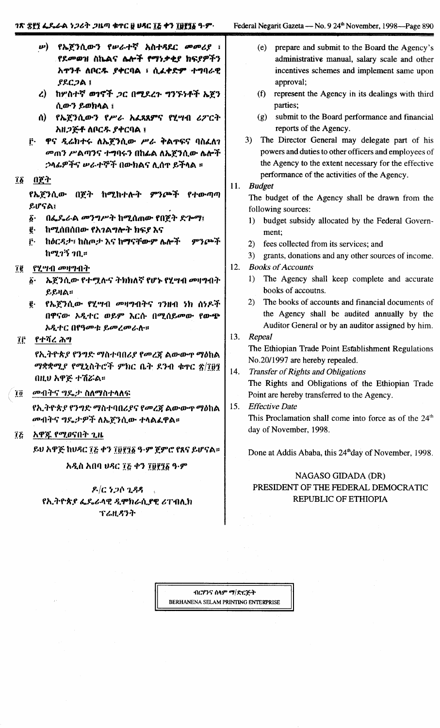ሠ) የኤጀንሲውን የሠራተኛ አስተዳደር መመሪያ ፣ የደመወዝ ስኬልና ሌሎች የማነቃቂያ ከፍያዎችን አጥንቶ ለቦርዱ ያቀርባል ፣ ሲፈቀድም ተግባራዊ ያደርጋል ፣

ረ) ከሦስተኛ ወገኖች ጋር በሚደረጉ ግንኙነቶች ኤጀንሲውን ይወክላል ፣

ሰ) የኤጀንሲውን የሥራ አፈጻጸምና የሂሣብ ሪፖርት አዘጋጅቶ ለቦርዱ ያቀርባል ፣

፫· ዋና ዳሬክተሩ ለኤጀንሲው ሥራ ቅልጥፍና ባስፈለገ መጠን ሥልጣንና ተግባሩን በከፊል ለኤጀንሲው ሌሎች ኃላፊዎችና ሠራተኞች በውክልና ሊሰጥ ይችላል ።

፲፩ በጀት

የኤጀንሲው በጀት ከሚከተሉት ምንጮች የተውጣጣ ይሆናል፤

፩· በፌዴራል መንግሥት ከሚሰጠው የበጀት ድጐማ፤

፪· ከሚሰበሰበው የአገልግሎት ክፍያ እና

፫· ከዕርዳታ፣ ከስጦታ እና ከማናቸውም ሌሎች ምንጮች ከሚገኝ ገቢ።

፲፪ የሂሣብ መዛግብት

፩· ኤጀንሲው የተሟሉና ትክክለኛ የሆኑ የሂሣብ መዛግብት ይይዛል።

፪· የኤጀንሲው የሂሣብ መዛግብትና ገንዘብ ነክ ሰነዶች በዋናው ኦዲተር ወይም እርሱ በሚሰይመው የውጭ ኦዲተር በየዓመቱ ይመረመራሉ።

፲፫ የተሻረ ሕግ

የኢትዮጵያ የንግድ ማስተባበሪያ የመረጃ ልውውጥ ማዕከል ማቋቋሚያ የሚኒስትሮች ምክር ቤት ደንብ ቁጥር ፳/፲፱፻ በዚህ አዋጅ ተሽሯል።

፲፬ መብትና ግዴታ ስለማስተላለፍ

የኢትዮጵያ የንግድ ማስተባበሪያና የመረጃ ልውውጥ ማዕከል መብትና ግዴታዎች ለኤጀንሲው ተላልፈዋል።

፲፭ አዋጁ የሚፀናበት ጊዜ

ይህ አዋጅ ከህዳር ፲፭ ቀን ፲፱፻፺፩ ዓ·ም ጀምሮ የጸና ይሆናል።

አዲስ አበባ ህዳር ፲፭ ቀን ፲፱፻፺፩ ዓ·ም

ዶ/ር ነጋሶ ጊዳዳ

የኢትዮጵያ ፌዴራላዊ ዲሞክራሲያዊ ሪፐብሊክ ፕሬዚዳንት

(e) prepare and submit to the Board the Agency's administrative manual, salary scale and other incentives schemes and implement same upon approval;

(f) represent the Agency in its dealings with third parties;

(g) submit to the Board performance and financial reports of the Agency.

3) The Director General may delegate part of his powers and duties to other officers and employees of the Agency to the extent necessary for the effective performance of the activities of the Agency.

11. *Budget*

The budget of the Agency shall be drawn from the following sources:

1) budget subsidy allocated by the Federal Government;

2) fees collected from its services; and

3) grants, donations and any other sources of income.

12. *Books of Accounts*

1) The Agency shall keep complete and accurate books of accoutns.

2) The books of accounts and financial documents of the Agency shall be audited annually by the Auditor General or by an auditor assigned by him.

13. *Repeal*

The Ethiopian Trade Point Establishment Regulations No.20/1997 are hereby repealed.

14. *Transfer of Rights and Obligations*

The Rights and Obligations of the Ethiopian Trade Point are hereby transferred to the Agency.

15. *Effective Date*

This Proclamation shall come into force as of the 24th day of November, 1998.

Done at Addis Ababa, this 24th day of November, 1998.

NAGASO GIDADA (DR)

PRESIDENT OF THE FEDERAL DEMOCRATIC REPUBLIC OF ETHIOPIA

ብርሃንና ሰላም ማ/ድርጅት
BERHANENA SELAM PRINTING ENTERPRISE